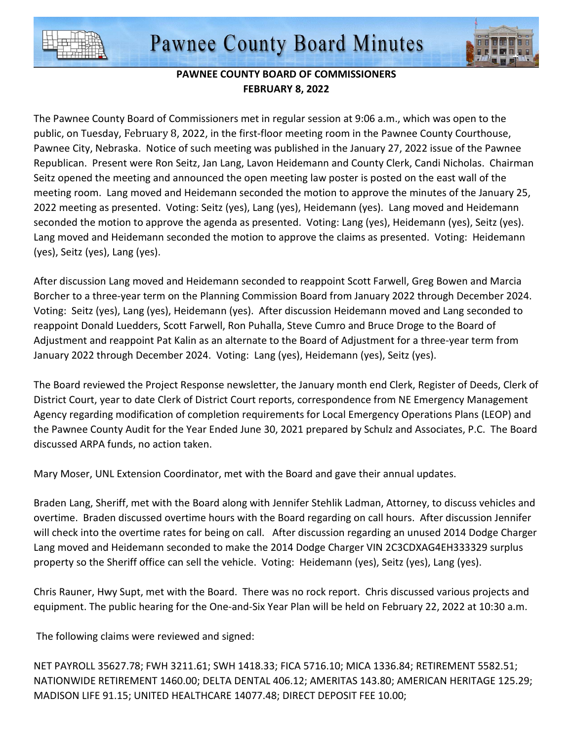# Pawnee County Board Minutes

**PAWNEE COUNTY BOARD OF COMMISSIONERS**
**FEBRUARY 8, 2022**

The Pawnee County Board of Commissioners met in regular session at 9:06 a.m., which was open to the public, on Tuesday, February 8, 2022, in the first-floor meeting room in the Pawnee County Courthouse, Pawnee City, Nebraska. Notice of such meeting was published in the January 27, 2022 issue of the Pawnee Republican. Present were Ron Seitz, Jan Lang, Lavon Heidemann and County Clerk, Candi Nicholas. Chairman Seitz opened the meeting and announced the open meeting law poster is posted on the east wall of the meeting room. Lang moved and Heidemann seconded the motion to approve the minutes of the January 25, 2022 meeting as presented. Voting: Seitz (yes), Lang (yes), Heidemann (yes). Lang moved and Heidemann seconded the motion to approve the agenda as presented. Voting: Lang (yes), Heidemann (yes), Seitz (yes). Lang moved and Heidemann seconded the motion to approve the claims as presented. Voting: Heidemann (yes), Seitz (yes), Lang (yes).

After discussion Lang moved and Heidemann seconded to reappoint Scott Farwell, Greg Bowen and Marcia Borcher to a three-year term on the Planning Commission Board from January 2022 through December 2024. Voting: Seitz (yes), Lang (yes), Heidemann (yes). After discussion Heidemann moved and Lang seconded to reappoint Donald Luedders, Scott Farwell, Ron Puhalla, Steve Cumro and Bruce Droge to the Board of Adjustment and reappoint Pat Kalin as an alternate to the Board of Adjustment for a three-year term from January 2022 through December 2024. Voting: Lang (yes), Heidemann (yes), Seitz (yes).

The Board reviewed the Project Response newsletter, the January month end Clerk, Register of Deeds, Clerk of District Court, year to date Clerk of District Court reports, correspondence from NE Emergency Management Agency regarding modification of completion requirements for Local Emergency Operations Plans (LEOP) and the Pawnee County Audit for the Year Ended June 30, 2021 prepared by Schulz and Associates, P.C. The Board discussed ARPA funds, no action taken.

Mary Moser, UNL Extension Coordinator, met with the Board and gave their annual updates.

Braden Lang, Sheriff, met with the Board along with Jennifer Stehlik Ladman, Attorney, to discuss vehicles and overtime. Braden discussed overtime hours with the Board regarding on call hours. After discussion Jennifer will check into the overtime rates for being on call. After discussion regarding an unused 2014 Dodge Charger Lang moved and Heidemann seconded to make the 2014 Dodge Charger VIN 2C3CDXAG4EH333329 surplus property so the Sheriff office can sell the vehicle. Voting: Heidemann (yes), Seitz (yes), Lang (yes).

Chris Rauner, Hwy Supt, met with the Board. There was no rock report. Chris discussed various projects and equipment. The public hearing for the One-and-Six Year Plan will be held on February 22, 2022 at 10:30 a.m.

The following claims were reviewed and signed:

NET PAYROLL 35627.78; FWH 3211.61; SWH 1418.33; FICA 5716.10; MICA 1336.84; RETIREMENT 5582.51; NATIONWIDE RETIREMENT 1460.00; DELTA DENTAL 406.12; AMERITAS 143.80; AMERICAN HERITAGE 125.29; MADISON LIFE 91.15; UNITED HEALTHCARE 14077.48; DIRECT DEPOSIT FEE 10.00;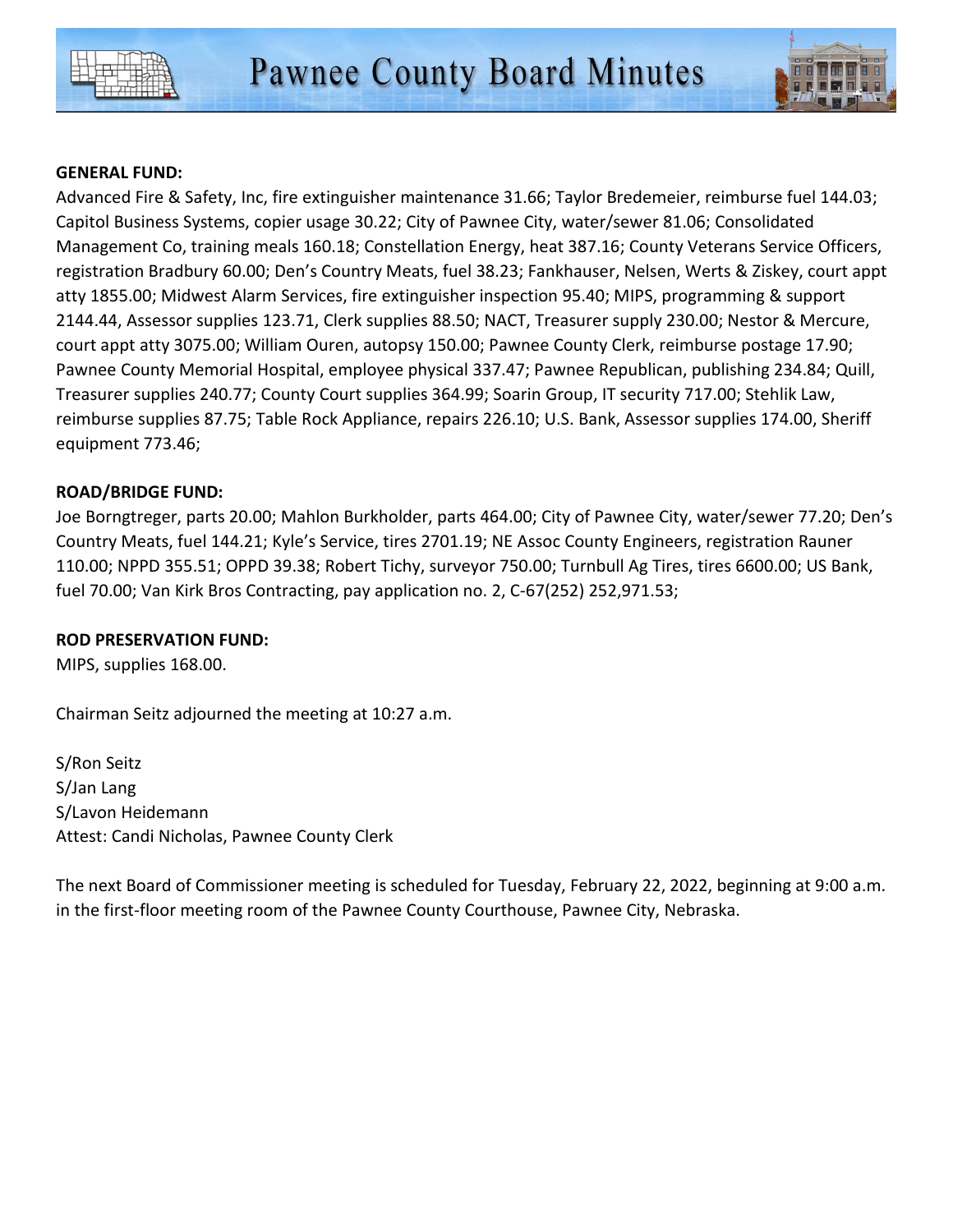**GENERAL FUND:**
Advanced Fire & Safety, Inc, fire extinguisher maintenance 31.66; Taylor Bredemeier, reimburse fuel 144.03; Capitol Business Systems, copier usage 30.22; City of Pawnee City, water/sewer 81.06; Consolidated Management Co, training meals 160.18; Constellation Energy, heat 387.16; County Veterans Service Officers, registration Bradbury 60.00; Den's Country Meats, fuel 38.23; Fankhauser, Nelsen, Werts & Ziskey, court appt atty 1855.00; Midwest Alarm Services, fire extinguisher inspection 95.40; MIPS, programming & support 2144.44, Assessor supplies 123.71, Clerk supplies 88.50; NACT, Treasurer supply 230.00; Nestor & Mercure, court appt atty 3075.00; William Ouren, autopsy 150.00; Pawnee County Clerk, reimburse postage 17.90; Pawnee County Memorial Hospital, employee physical 337.47; Pawnee Republican, publishing 234.84; Quill, Treasurer supplies 240.77; County Court supplies 364.99; Soarin Group, IT security 717.00; Stehlik Law, reimburse supplies 87.75; Table Rock Appliance, repairs 226.10; U.S. Bank, Assessor supplies 174.00, Sheriff equipment 773.46;

**ROAD/BRIDGE FUND:**
Joe Borngtreger, parts 20.00; Mahlon Burkholder, parts 464.00; City of Pawnee City, water/sewer 77.20; Den's Country Meats, fuel 144.21; Kyle's Service, tires 2701.19; NE Assoc County Engineers, registration Rauner 110.00; NPPD 355.51; OPPD 39.38; Robert Tichy, surveyor 750.00; Turnbull Ag Tires, tires 6600.00; US Bank, fuel 70.00; Van Kirk Bros Contracting, pay application no. 2, C-67(252) 252,971.53;

**ROD PRESERVATION FUND:**
MIPS, supplies 168.00.

Chairman Seitz adjourned the meeting at 10:27 a.m.

S/Ron Seitz
S/Jan Lang
S/Lavon Heidemann
Attest: Candi Nicholas, Pawnee County Clerk

The next Board of Commissioner meeting is scheduled for Tuesday, February 22, 2022, beginning at 9:00 a.m. in the first-floor meeting room of the Pawnee County Courthouse, Pawnee City, Nebraska.